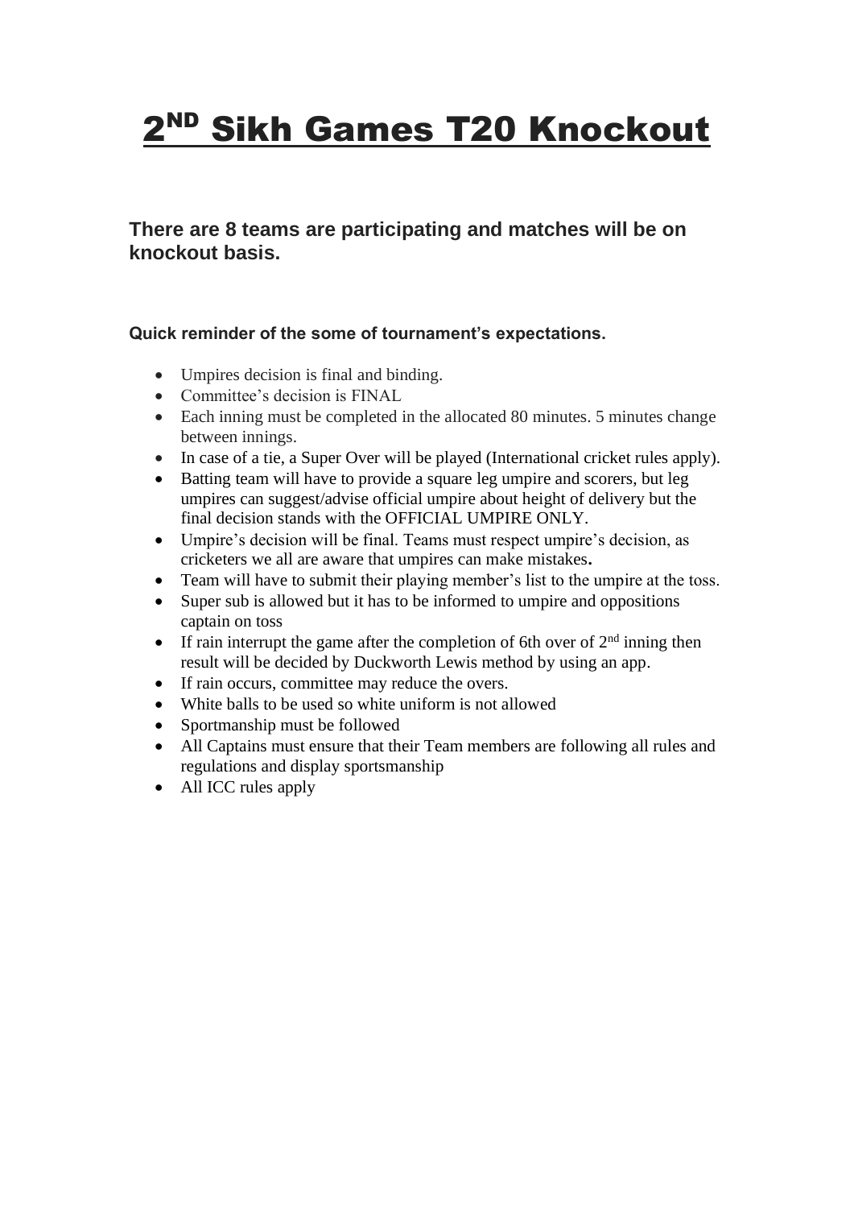# 2[ND] Sikh Games T20 Knockout

**There are 8 teams are participating and matches will be on knockout basis.**

**Quick reminder of the some of tournament's expectations.**

- Umpires decision is final and binding.
- Committee's decision is FINAL
- Each inning must be completed in the allocated 80 minutes. 5 minutes change between innings.
- In case of a tie, a Super Over will be played (International cricket rules apply).
- Batting team will have to provide a square leg umpire and scorers, but leg umpires can suggest/advise official umpire about height of delivery but the final decision stands with the OFFICIAL UMPIRE ONLY.
- Umpire's decision will be final. Teams must respect umpire's decision, as cricketers we all are aware that umpires can make mistakes**.**
- Team will have to submit their playing member's list to the umpire at the toss.
- Super sub is allowed but it has to be informed to umpire and oppositions captain on toss
- If rain interrupt the game after the completion of 6th over of 2nd inning then result will be decided by Duckworth Lewis method by using an app.
- If rain occurs, committee may reduce the overs.
- White balls to be used so white uniform is not allowed
- Sportmanship must be followed
- All Captains must ensure that their Team members are following all rules and regulations and display sportsmanship
- All ICC rules apply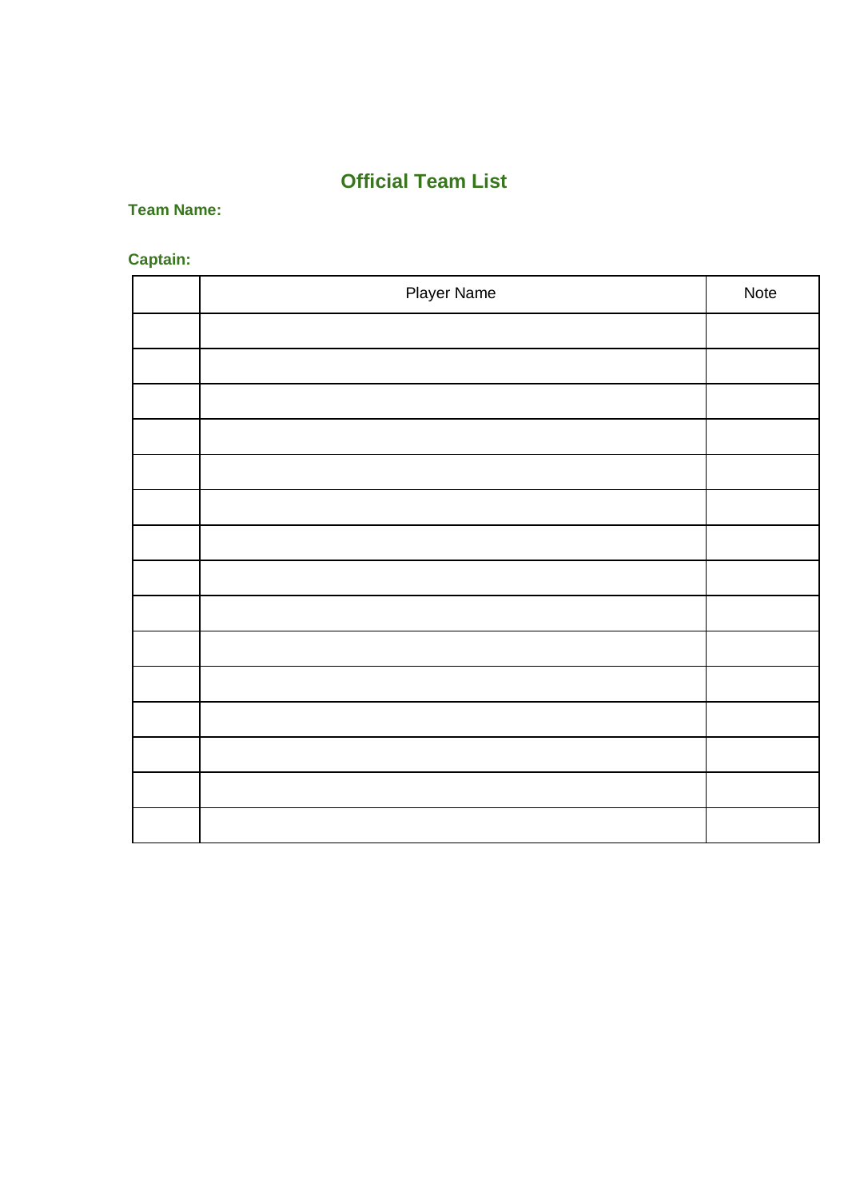# Official Team List

**Team Name:**

**Captain:**

| | Player Name | Note |
|---|---|---|
| | | |
| | | |
| | | |
| | | |
| | | |
| | | |
| | | |
| | | |
| | | |
| | | |
| | | |
| | | |
| | | |
| | | |
| | | |